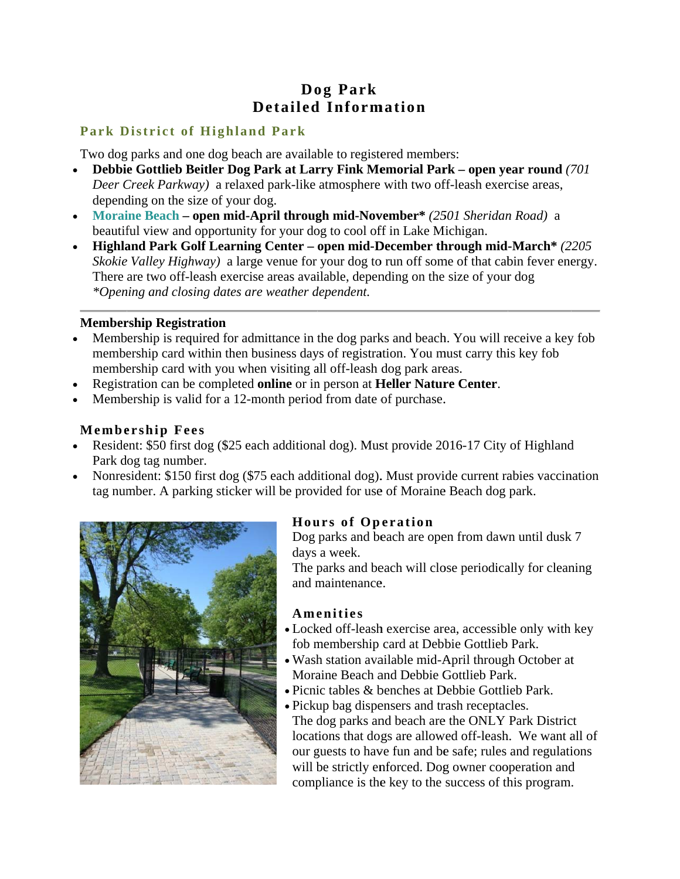# Dog Park
# Detailed Information

## Park District of Highland Park

Two dog parks and one dog beach are available to registered members:

- **Debbie Gottlieb Beitler Dog Park at Larry Fink Memorial Park – open year round** *(701 Deer Creek Parkway)* a relaxed park-like atmosphere with two off-leash exercise areas, depending on the size of your dog.
- **Moraine Beach – open mid-April through mid-November\*** *(2501 Sheridan Road)* a beautiful view and opportunity for your dog to cool off in Lake Michigan.
- **Highland Park Golf Learning Center – open mid-December through mid-March\*** *(2205 Skokie Valley Highway)* a large venue for your dog to run off some of that cabin fever energy. There are two off-leash exercise areas available, depending on the size of your dog
  *\*Opening and closing dates are weather dependent.*

---

### Membership Registration

- Membership is required for admittance in the dog parks and beach. You will receive a key fob membership card within then business days of registration. You must carry this key fob membership card with you when visiting all off-leash dog park areas.
- Registration can be completed **online** or in person at **Heller Nature Center**.
- Membership is valid for a 12-month period from date of purchase.

### Membership Fees

- Resident: $50 first dog ($25 each additional dog). Must provide 2016-17 City of Highland Park dog tag number.
- Nonresident: $150 first dog ($75 each additional dog). Must provide current rabies vaccination tag number. A parking sticker will be provided for use of Moraine Beach dog park.

### Hours of Operation

Dog parks and beach are open from dawn until dusk 7 days a week.
The parks and beach will close periodically for cleaning and maintenance.

### Amenities

- Locked off-leash exercise area, accessible only with key fob membership card at Debbie Gottlieb Park.
- Wash station available mid-April through October at Moraine Beach and Debbie Gottlieb Park.
- Picnic tables & benches at Debbie Gottlieb Park.
- Pickup bag dispensers and trash receptacles.

The dog parks and beach are the ONLY Park District locations that dogs are allowed off-leash. We want all of our guests to have fun and be safe; rules and regulations will be strictly enforced. Dog owner cooperation and compliance is the key to the success of this program.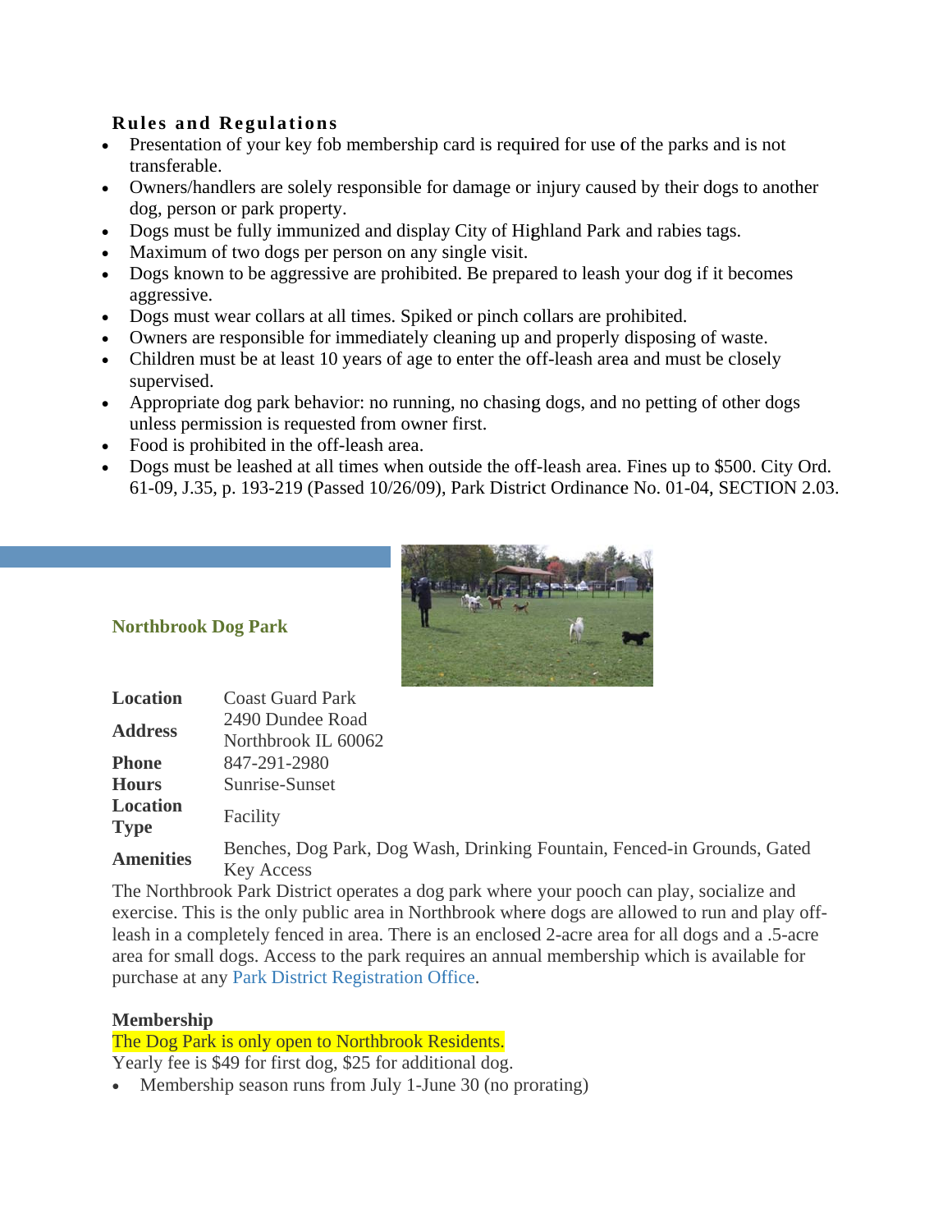### Rules and Regulations

- Presentation of your key fob membership card is required for use of the parks and is not transferable.
- Owners/handlers are solely responsible for damage or injury caused by their dogs to another dog, person or park property.
- Dogs must be fully immunized and display City of Highland Park and rabies tags.
- Maximum of two dogs per person on any single visit.
- Dogs known to be aggressive are prohibited. Be prepared to leash your dog if it becomes aggressive.
- Dogs must wear collars at all times. Spiked or pinch collars are prohibited.
- Owners are responsible for immediately cleaning up and properly disposing of waste.
- Children must be at least 10 years of age to enter the off-leash area and must be closely supervised.
- Appropriate dog park behavior: no running, no chasing dogs, and no petting of other dogs unless permission is requested from owner first.
- Food is prohibited in the off-leash area.
- Dogs must be leashed at all times when outside the off-leash area. Fines up to $500. City Ord. 61-09, J.35, p. 193-219 (Passed 10/26/09), Park District Ordinance No. 01-04, SECTION 2.03.

### Northbrook Dog Park

| | |
|---|---|
| **Location** | Coast Guard Park |
| **Address** | 2490 Dundee Road<br>Northbrook IL 60062 |
| **Phone** | 847-291-2980 |
| **Hours** | Sunrise-Sunset |
| **Location Type** | Facility |
| **Amenities** | Benches, Dog Park, Dog Wash, Drinking Fountain, Fenced-in Grounds, Gated Key Access |

The Northbrook Park District operates a dog park where your pooch can play, socialize and exercise. This is the only public area in Northbrook where dogs are allowed to run and play off-leash in a completely fenced in area. There is an enclosed 2-acre area for all dogs and a .5-acre area for small dogs. Access to the park requires an annual membership which is available for purchase at any Park District Registration Office.

**Membership**

The Dog Park is only open to Northbrook Residents.

Yearly fee is $49 for first dog, $25 for additional dog.

- Membership season runs from July 1-June 30 (no prorating)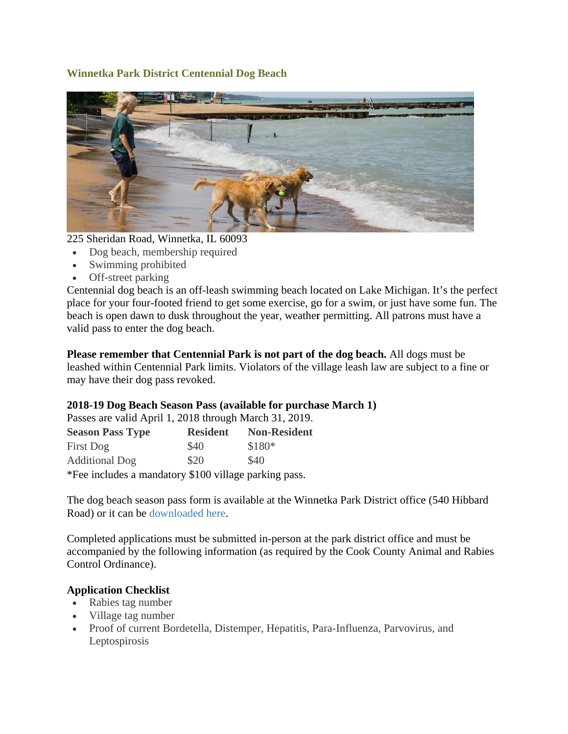## Winnetka Park District Centennial Dog Beach

225 Sheridan Road, Winnetka, IL 60093

- Dog beach, membership required
- Swimming prohibited
- Off-street parking

Centennial dog beach is an off-leash swimming beach located on Lake Michigan. It's the perfect place for your four-footed friend to get some exercise, go for a swim, or just have some fun. The beach is open dawn to dusk throughout the year, weather permitting. All patrons must have a valid pass to enter the dog beach.

**Please remember that Centennial Park is not part of the dog beach.** All dogs must be leashed within Centennial Park limits. Violators of the village leash law are subject to a fine or may have their dog pass revoked.

**2018-19 Dog Beach Season Pass (available for purchase March 1)**

Passes are valid April 1, 2018 through March 31, 2019.

| Season Pass Type | Resident | Non-Resident |
|---|---|---|
| First Dog | $40 | $180* |
| Additional Dog | $20 | $40 |

*Fee includes a mandatory $100 village parking pass.

The dog beach season pass form is available at the Winnetka Park District office (540 Hibbard Road) or it can be downloaded here.

Completed applications must be submitted in-person at the park district office and must be accompanied by the following information (as required by the Cook County Animal and Rabies Control Ordinance).

**Application Checklist**

- Rabies tag number
- Village tag number
- Proof of current Bordetella, Distemper, Hepatitis, Para-Influenza, Parvovirus, and Leptospirosis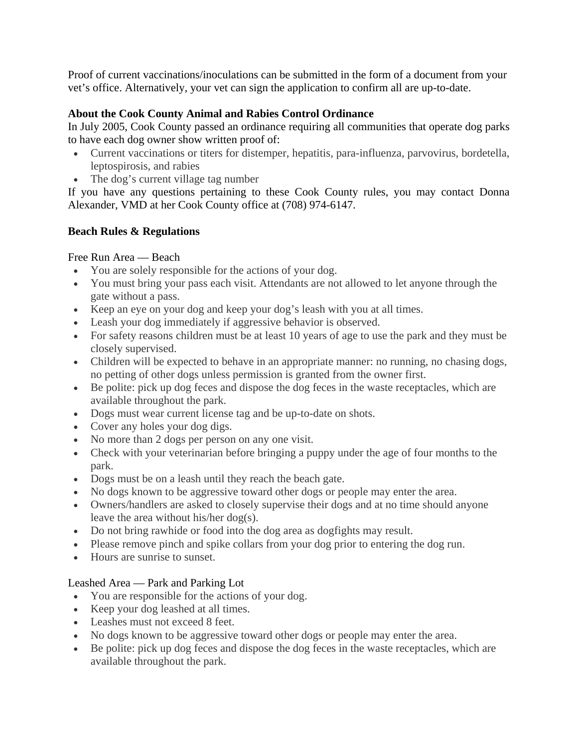Proof of current vaccinations/inoculations can be submitted in the form of a document from your vet's office. Alternatively, your vet can sign the application to confirm all are up-to-date.

**About the Cook County Animal and Rabies Control Ordinance**

In July 2005, Cook County passed an ordinance requiring all communities that operate dog parks to have each dog owner show written proof of:

- Current vaccinations or titers for distemper, hepatitis, para-influenza, parvovirus, bordetella, leptospirosis, and rabies
- The dog's current village tag number

If you have any questions pertaining to these Cook County rules, you may contact Donna Alexander, VMD at her Cook County office at (708) 974-6147.

**Beach Rules & Regulations**

Free Run Area — Beach

- You are solely responsible for the actions of your dog.
- You must bring your pass each visit. Attendants are not allowed to let anyone through the gate without a pass.
- Keep an eye on your dog and keep your dog's leash with you at all times.
- Leash your dog immediately if aggressive behavior is observed.
- For safety reasons children must be at least 10 years of age to use the park and they must be closely supervised.
- Children will be expected to behave in an appropriate manner: no running, no chasing dogs, no petting of other dogs unless permission is granted from the owner first.
- Be polite: pick up dog feces and dispose the dog feces in the waste receptacles, which are available throughout the park.
- Dogs must wear current license tag and be up-to-date on shots.
- Cover any holes your dog digs.
- No more than 2 dogs per person on any one visit.
- Check with your veterinarian before bringing a puppy under the age of four months to the park.
- Dogs must be on a leash until they reach the beach gate.
- No dogs known to be aggressive toward other dogs or people may enter the area.
- Owners/handlers are asked to closely supervise their dogs and at no time should anyone leave the area without his/her dog(s).
- Do not bring rawhide or food into the dog area as dogfights may result.
- Please remove pinch and spike collars from your dog prior to entering the dog run.
- Hours are sunrise to sunset.

Leashed Area — Park and Parking Lot

- You are responsible for the actions of your dog.
- Keep your dog leashed at all times.
- Leashes must not exceed 8 feet.
- No dogs known to be aggressive toward other dogs or people may enter the area.
- Be polite: pick up dog feces and dispose the dog feces in the waste receptacles, which are available throughout the park.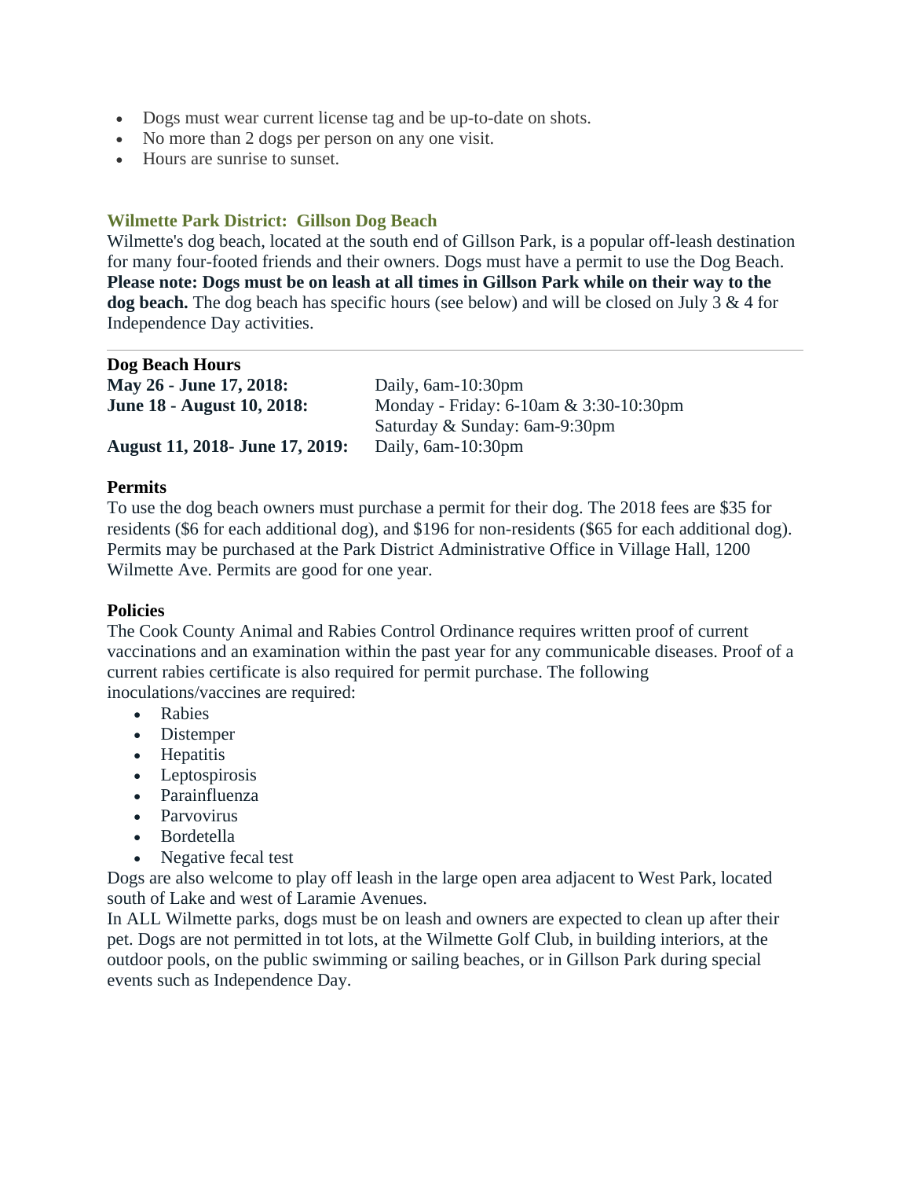- Dogs must wear current license tag and be up-to-date on shots.
- No more than 2 dogs per person on any one visit.
- Hours are sunrise to sunset.

### Wilmette Park District: Gillson Dog Beach

Wilmette's dog beach, located at the south end of Gillson Park, is a popular off-leash destination for many four-footed friends and their owners. Dogs must have a permit to use the Dog Beach. **Please note: Dogs must be on leash at all times in Gillson Park while on their way to the dog beach.** The dog beach has specific hours (see below) and will be closed on July 3 & 4 for Independence Day activities.

---

| **Dog Beach Hours** | |
|---|---|
| **May 26 - June 17, 2018:** | Daily, 6am-10:30pm |
| **June 18 - August 10, 2018:** | Monday - Friday: 6-10am & 3:30-10:30pm<br>Saturday & Sunday: 6am-9:30pm |
| **August 11, 2018- June 17, 2019:** | Daily, 6am-10:30pm |

**Permits**

To use the dog beach owners must purchase a permit for their dog. The 2018 fees are $35 for residents ($6 for each additional dog), and $196 for non-residents ($65 for each additional dog). Permits may be purchased at the Park District Administrative Office in Village Hall, 1200 Wilmette Ave. Permits are good for one year.

**Policies**

The Cook County Animal and Rabies Control Ordinance requires written proof of current vaccinations and an examination within the past year for any communicable diseases. Proof of a current rabies certificate is also required for permit purchase. The following inoculations/vaccines are required:

- Rabies
- Distemper
- Hepatitis
- Leptospirosis
- Parainfluenza
- Parvovirus
- Bordetella
- Negative fecal test

Dogs are also welcome to play off leash in the large open area adjacent to West Park, located south of Lake and west of Laramie Avenues.

In ALL Wilmette parks, dogs must be on leash and owners are expected to clean up after their pet. Dogs are not permitted in tot lots, at the Wilmette Golf Club, in building interiors, at the outdoor pools, on the public swimming or sailing beaches, or in Gillson Park during special events such as Independence Day.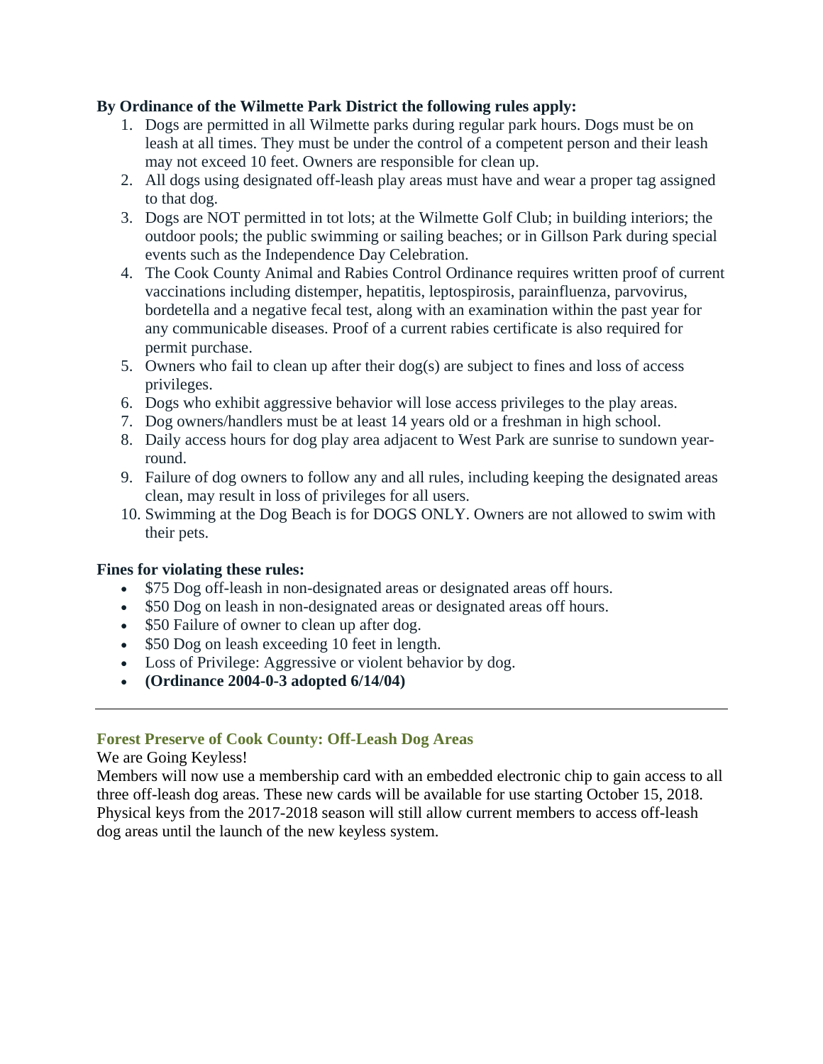**By Ordinance of the Wilmette Park District the following rules apply:**

1. Dogs are permitted in all Wilmette parks during regular park hours. Dogs must be on leash at all times. They must be under the control of a competent person and their leash may not exceed 10 feet. Owners are responsible for clean up.
2. All dogs using designated off-leash play areas must have and wear a proper tag assigned to that dog.
3. Dogs are NOT permitted in tot lots; at the Wilmette Golf Club; in building interiors; the outdoor pools; the public swimming or sailing beaches; or in Gillson Park during special events such as the Independence Day Celebration.
4. The Cook County Animal and Rabies Control Ordinance requires written proof of current vaccinations including distemper, hepatitis, leptospirosis, parainfluenza, parvovirus, bordetella and a negative fecal test, along with an examination within the past year for any communicable diseases. Proof of a current rabies certificate is also required for permit purchase.
5. Owners who fail to clean up after their dog(s) are subject to fines and loss of access privileges.
6. Dogs who exhibit aggressive behavior will lose access privileges to the play areas.
7. Dog owners/handlers must be at least 14 years old or a freshman in high school.
8. Daily access hours for dog play area adjacent to West Park are sunrise to sundown year-round.
9. Failure of dog owners to follow any and all rules, including keeping the designated areas clean, may result in loss of privileges for all users.
10. Swimming at the Dog Beach is for DOGS ONLY. Owners are not allowed to swim with their pets.

**Fines for violating these rules:**

- $75 Dog off-leash in non-designated areas or designated areas off hours.
- $50 Dog on leash in non-designated areas or designated areas off hours.
- $50 Failure of owner to clean up after dog.
- $50 Dog on leash exceeding 10 feet in length.
- Loss of Privilege: Aggressive or violent behavior by dog.
- **(Ordinance 2004-0-3 adopted 6/14/04)**

---

### Forest Preserve of Cook County: Off-Leash Dog Areas

We are Going Keyless!

Members will now use a membership card with an embedded electronic chip to gain access to all three off-leash dog areas. These new cards will be available for use starting October 15, 2018. Physical keys from the 2017-2018 season will still allow current members to access off-leash dog areas until the launch of the new keyless system.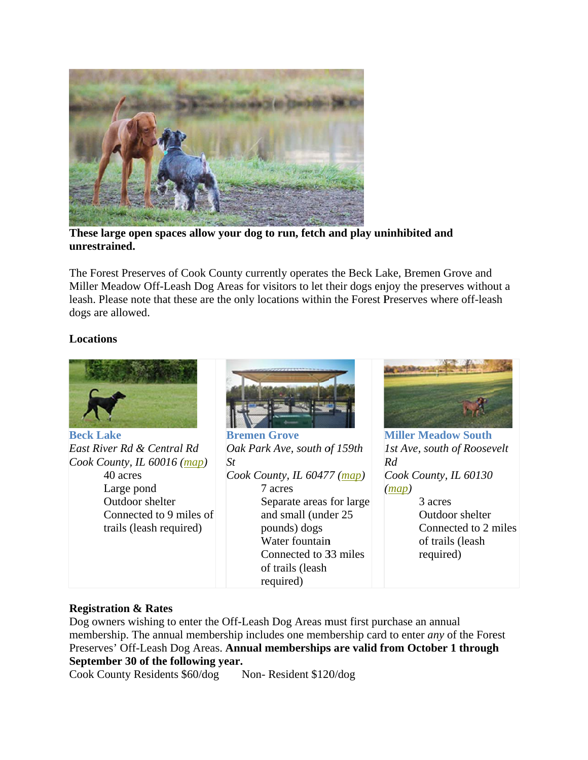**These large open spaces allow your dog to run, fetch and play uninhibited and unrestrained.**

The Forest Preserves of Cook County currently operates the Beck Lake, Bremen Grove and Miller Meadow Off-Leash Dog Areas for visitors to let their dogs enjoy the preserves without a leash. Please note that these are the only locations within the Forest Preserves where off-leash dogs are allowed.

**Locations**

**Beck Lake**
*East River Rd & Central Rd*
*Cook County, IL 60016 (map)*

- 40 acres
- Large pond
- Outdoor shelter
- Connected to 9 miles of trails (leash required)

**Bremen Grove**
*Oak Park Ave, south of 159th St*
*Cook County, IL 60477 (map)*

- 7 acres
- Separate areas for large and small (under 25 pounds) dogs
- Water fountain
- Connected to 33 miles of trails (leash required)

**Miller Meadow South**
*1st Ave, south of Roosevelt Rd*
*Cook County, IL 60130*
*(map)*

- 3 acres
- Outdoor shelter
- Connected to 2 miles of trails (leash required)

**Registration & Rates**
Dog owners wishing to enter the Off-Leash Dog Areas must first purchase an annual membership. The annual membership includes one membership card to enter *any* of the Forest Preserves' Off-Leash Dog Areas. **Annual memberships are valid from October 1 through September 30 of the following year.**
Cook County Residents $60/dog Non- Resident $120/dog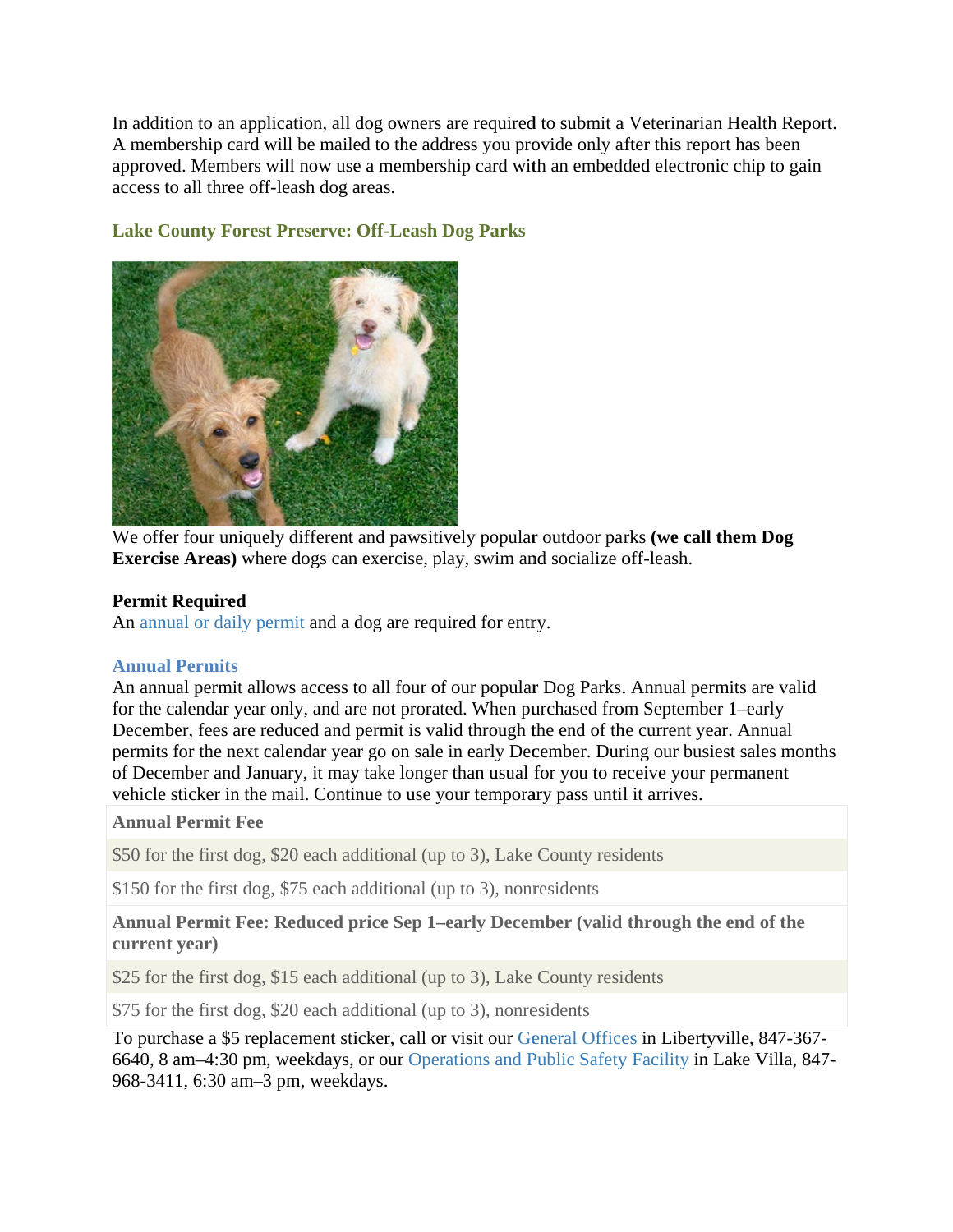In addition to an application, all dog owners are required to submit a Veterinarian Health Report. A membership card will be mailed to the address you provide only after this report has been approved. Members will now use a membership card with an embedded electronic chip to gain access to all three off-leash dog areas.

### Lake County Forest Preserve: Off-Leash Dog Parks

We offer four uniquely different and pawsitively popular outdoor parks **(we call them Dog Exercise Areas)** where dogs can exercise, play, swim and socialize off-leash.

**Permit Required**
An annual or daily permit and a dog are required for entry.

### Annual Permits

An annual permit allows access to all four of our popular Dog Parks. Annual permits are valid for the calendar year only, and are not prorated. When purchased from September 1–early December, fees are reduced and permit is valid through the end of the current year. Annual permits for the next calendar year go on sale in early December. During our busiest sales months of December and January, it may take longer than usual for you to receive your permanent vehicle sticker in the mail. Continue to use your temporary pass until it arrives.

| Annual Permit Fee |
|---|
| $50 for the first dog, $20 each additional (up to 3), Lake County residents |
| $150 for the first dog, $75 each additional (up to 3), nonresidents |
| **Annual Permit Fee: Reduced price Sep 1–early December (valid through the end of the current year)** |
| $25 for the first dog, $15 each additional (up to 3), Lake County residents |
| $75 for the first dog, $20 each additional (up to 3), nonresidents |

To purchase a $5 replacement sticker, call or visit our General Offices in Libertyville, 847-367-6640, 8 am–4:30 pm, weekdays, or our Operations and Public Safety Facility in Lake Villa, 847-968-3411, 6:30 am–3 pm, weekdays.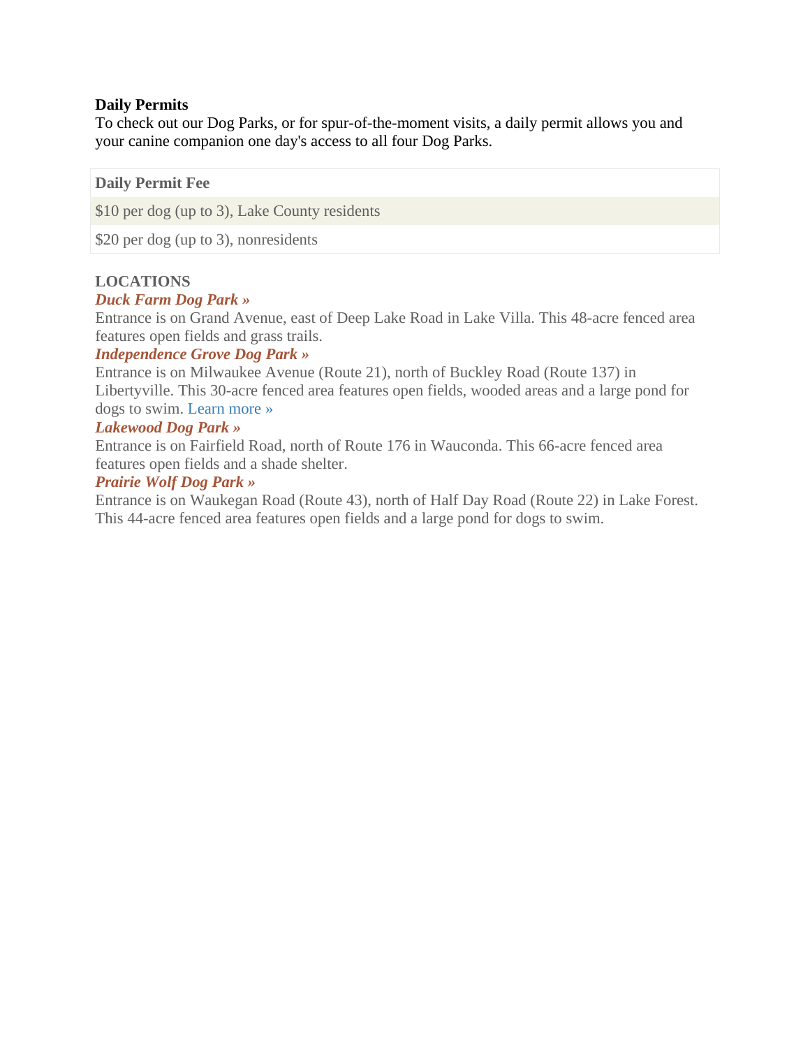**Daily Permits**
To check out our Dog Parks, or for spur-of-the-moment visits, a daily permit allows you and your canine companion one day's access to all four Dog Parks.

| Daily Permit Fee |
| --- |
| $10 per dog (up to 3), Lake County residents |
| $20 per dog (up to 3), nonresidents |

**LOCATIONS**

***Duck Farm Dog Park »***
Entrance is on Grand Avenue, east of Deep Lake Road in Lake Villa. This 48-acre fenced area features open fields and grass trails.

***Independence Grove Dog Park »***
Entrance is on Milwaukee Avenue (Route 21), north of Buckley Road (Route 137) in Libertyville. This 30-acre fenced area features open fields, wooded areas and a large pond for dogs to swim. Learn more »

***Lakewood Dog Park »***
Entrance is on Fairfield Road, north of Route 176 in Wauconda. This 66-acre fenced area features open fields and a shade shelter.

***Prairie Wolf Dog Park »***
Entrance is on Waukegan Road (Route 43), north of Half Day Road (Route 22) in Lake Forest. This 44-acre fenced area features open fields and a large pond for dogs to swim.